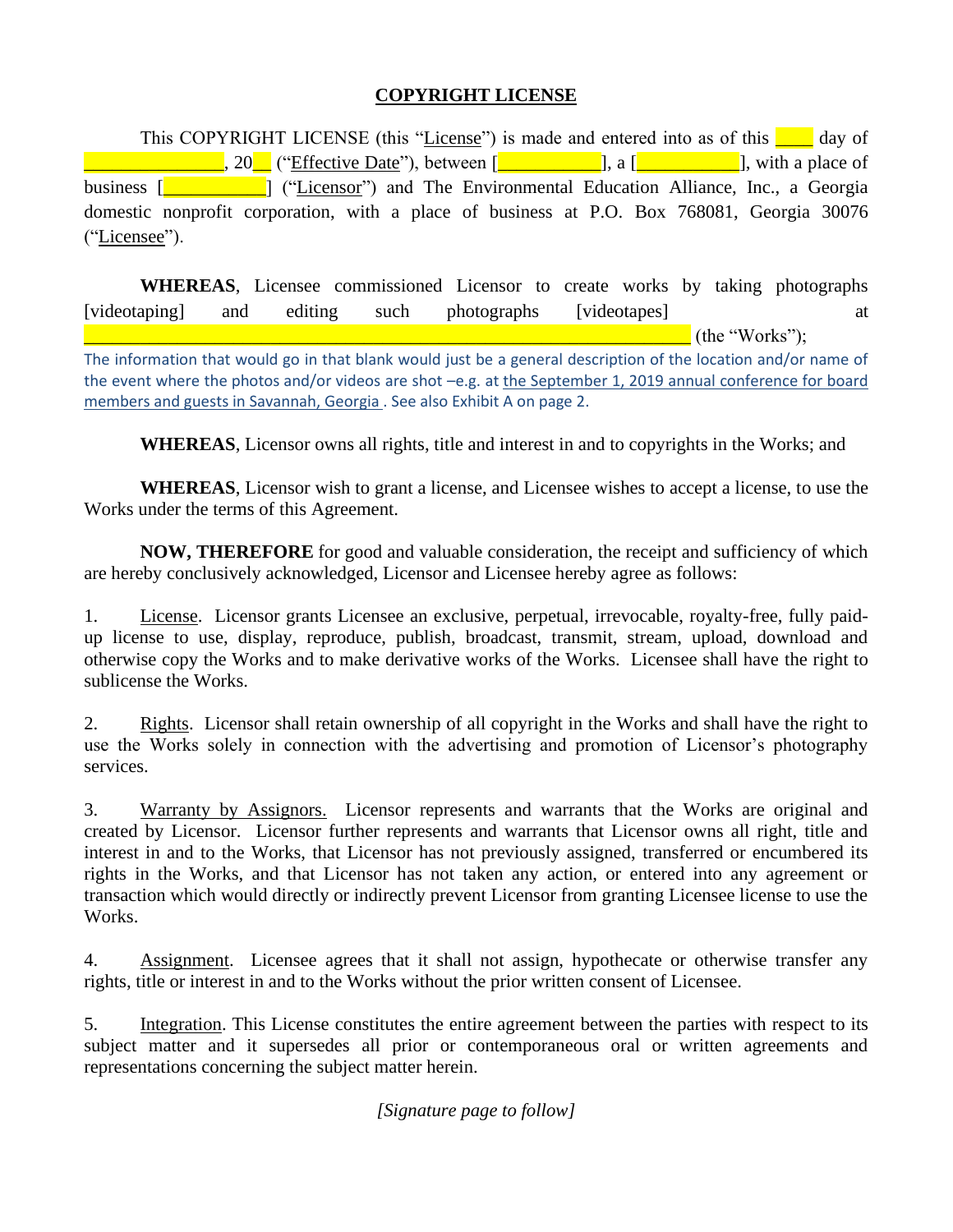# COPYRIGHT LICENSE

This COPYRIGHT LICENSE (this "License") is made and entered into as of this ____ day of _______________, 20__ ("Effective Date"), between [___________], a [___________], with a place of business [___________] ("Licensor") and The Environmental Education Alliance, Inc., a Georgia domestic nonprofit corporation, with a place of business at P.O. Box 768081, Georgia 30076 ("Licensee").

**WHEREAS**, Licensee commissioned Licensor to create works by taking photographs [videotaping] and editing such photographs [videotapes] at ___________________________________________________________________ (the "Works");

The information that would go in that blank would just be a general description of the location and/or name of the event where the photos and/or videos are shot –e.g. at the September 1, 2019 annual conference for board members and guests in Savannah, Georgia . See also Exhibit A on page 2.

**WHEREAS**, Licensor owns all rights, title and interest in and to copyrights in the Works; and

**WHEREAS**, Licensor wish to grant a license, and Licensee wishes to accept a license, to use the Works under the terms of this Agreement.

**NOW, THEREFORE** for good and valuable consideration, the receipt and sufficiency of which are hereby conclusively acknowledged, Licensor and Licensee hereby agree as follows:

1. License. Licensor grants Licensee an exclusive, perpetual, irrevocable, royalty-free, fully paid-up license to use, display, reproduce, publish, broadcast, transmit, stream, upload, download and otherwise copy the Works and to make derivative works of the Works. Licensee shall have the right to sublicense the Works.

2. Rights. Licensor shall retain ownership of all copyright in the Works and shall have the right to use the Works solely in connection with the advertising and promotion of Licensor's photography services.

3. Warranty by Assignors. Licensor represents and warrants that the Works are original and created by Licensor. Licensor further represents and warrants that Licensor owns all right, title and interest in and to the Works, that Licensor has not previously assigned, transferred or encumbered its rights in the Works, and that Licensor has not taken any action, or entered into any agreement or transaction which would directly or indirectly prevent Licensor from granting Licensee license to use the Works.

4. Assignment. Licensee agrees that it shall not assign, hypothecate or otherwise transfer any rights, title or interest in and to the Works without the prior written consent of Licensee.

5. Integration. This License constitutes the entire agreement between the parties with respect to its subject matter and it supersedes all prior or contemporaneous oral or written agreements and representations concerning the subject matter herein.

*[Signature page to follow]*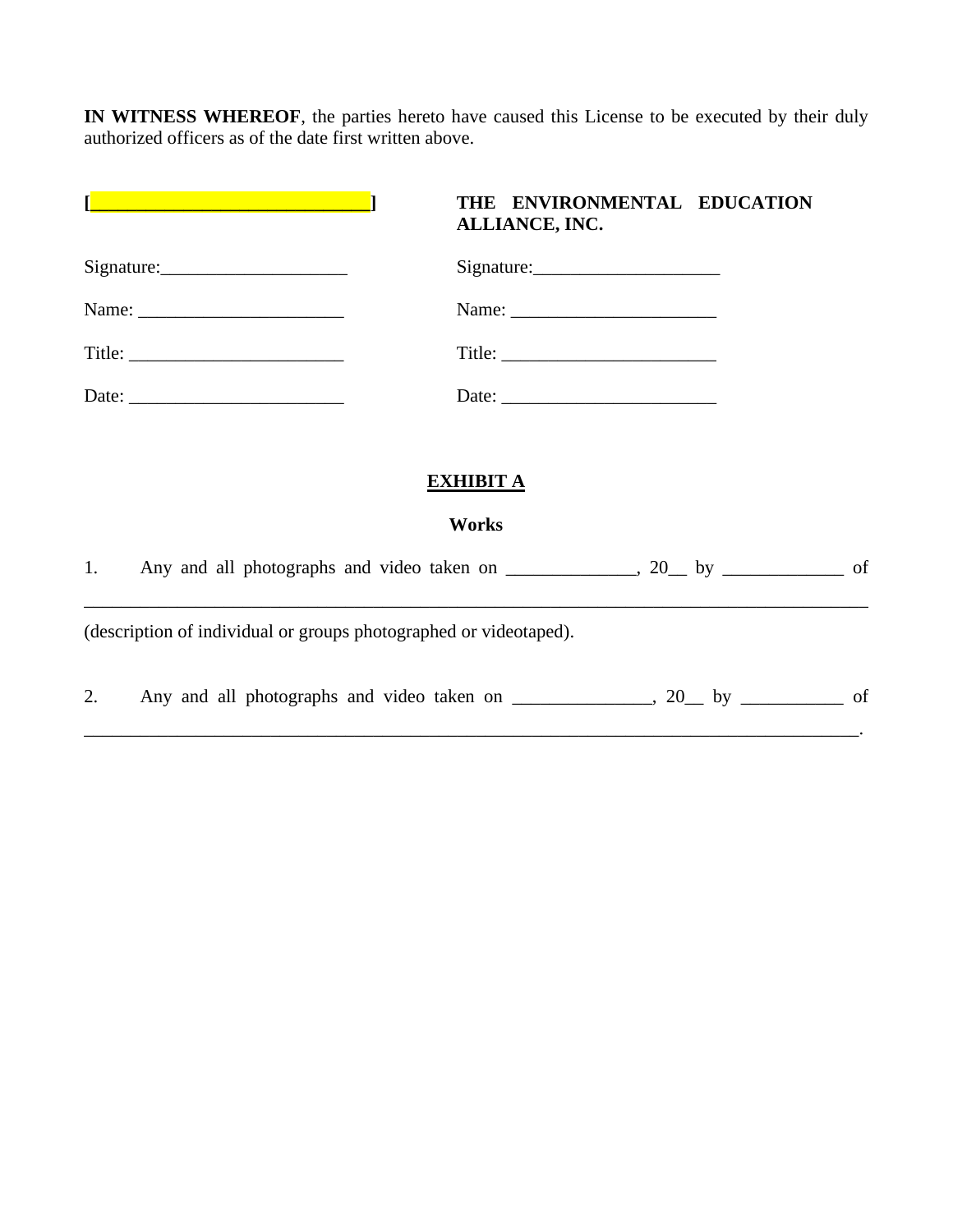**IN WITNESS WHEREOF**, the parties hereto have caused this License to be executed by their duly authorized officers as of the date first written above.

| | |
|---|---|
| **[______________________________]** | **THE ENVIRONMENTAL EDUCATION ALLIANCE, INC.** |
| Signature:____________________ | Signature:____________________ |
| Name: ______________________ | Name: ______________________ |
| Title: _______________________ | Title: _______________________ |
| Date: _______________________ | Date: _______________________ |

**EXHIBIT A**

**Works**

1. Any and all photographs and video taken on ______________, 20__ by _____________ of ________________________________________________________________________________ (description of individual or groups photographed or videotaped).

2. Any and all photographs and video taken on _______________, 20__ by ___________ of _______________________________________________________________________________.